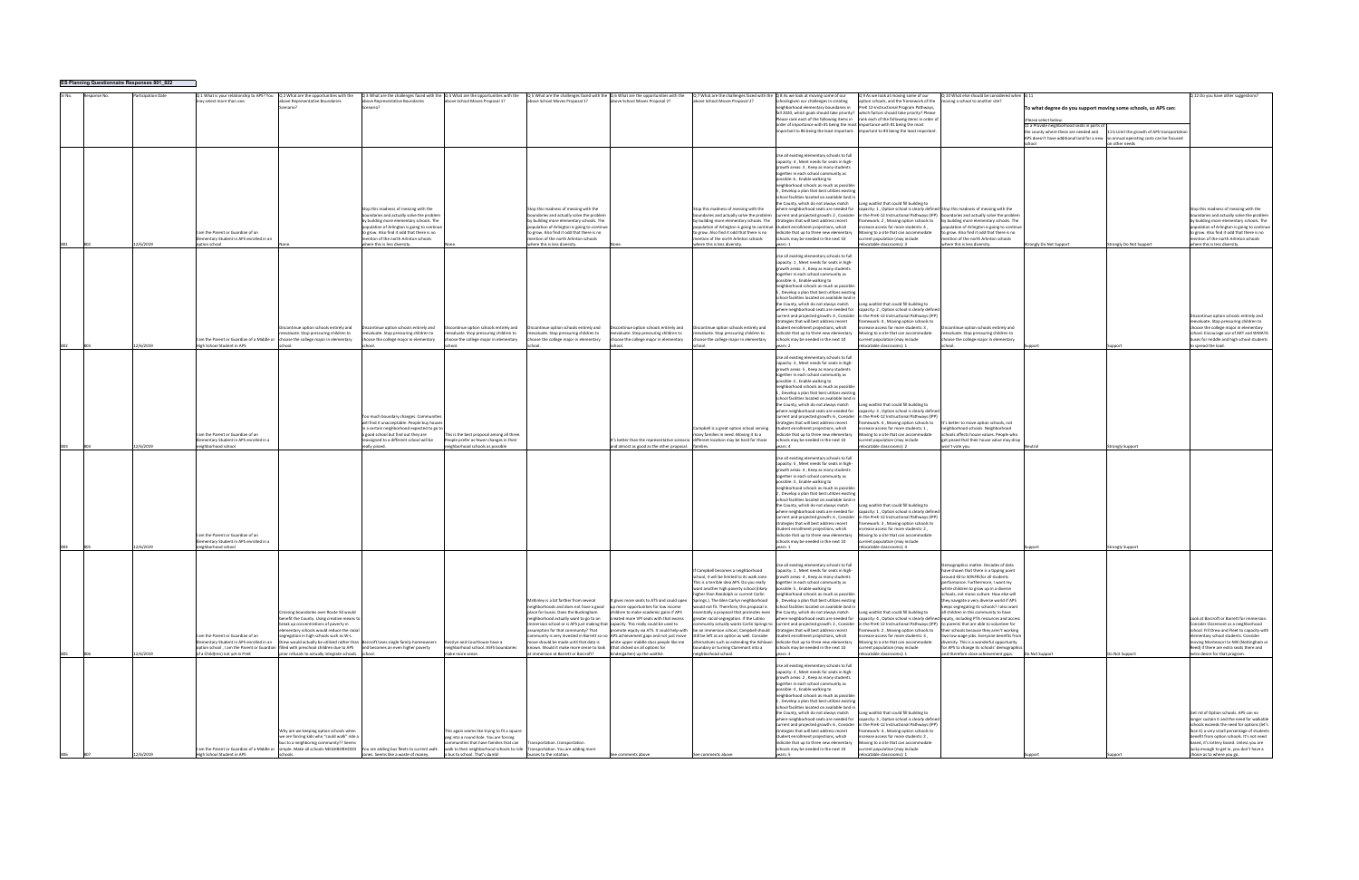**ES Planning Questionnaire Responses 801_822**

| Sr No. | Response No. | Participation Date | Q.1 What is your relationship to APS? You may select more than one. | Q.2 What are the opportunities with the above Representative Boundaries Scenario? | Q.3 What are the challenges faced with the above Representative Boundaries Scenario? | Q.4 What are the opportunities with the above School Moves Proposal 1? | Q.5 What are the challenges faced with the above School Moves Proposal 1? | Q.6 What are the opportunities with the above School Moves Proposal 2? | Q.7 What are the challenges faced with the above School Moves Proposal 2? | Q.8 As we look at moving some of our schools given our challenges in creating neighborhood elementary boundaries in fall 2020, which goals should take priority? Please rank each of the following items in order of importance with #1 being the most important to #6 being the least important. | Q.9 As we look at moving some of our option schools, and the framework of the PreK-12 Instructional Program Pathways, which factors should take priority? Please rank each of the following items in order of importance with #1 being the most important to #4 being the least important. | Q.10 What else should be considered when moving a school to another site? | Q.11 To what degree do you support moving some schools, so APS can: Please select below. | | Q.12 Do you have other suggestions? |
|---|---|---|---|---|---|---|---|---|---|---|---|---|---|---|---|
| | | | | | | | | | | | | | 11 a Provide neighborhood seats in parts of the county where these are needed and APS doesn't have additional land for a new school | 11 b Limit the growth of APS transportation so annual operating costs can be focused on other needs | |
| 801 | 802 | 12/6/2019 | I am the Parent or Guardian of an Elementary Student in APS enrolled in an option school | None. | Stop this madness of messing with the boundaries and actually solve the problem by building more elementary schools. The population of Arlington is going to continue to grow. Also find it odd that there is no mention of the north Arlington schools where this is less diversity. | None. | Stop this madness of messing with the boundaries and actually solve the problem by building more elementary schools. The population of Arlington is going to continue to grow. Also find it odd that there is no mention of the north Arlington schools where this is less diversity. | None. | Stop this madness of messing with the boundaries and actually solve the problem by building more elementary schools. The population of Arlington is going to continue to grow. Also find it odd that there is no mention of the north Arlington schools where this is less diversity. | Use all existing elementary schools to full capacity: 4 , Meet needs for seats in high-growth areas: 3 , Keep as many students together in each school community as possible: 6 , Enable walking to neighborhood schools as much as possible: 5 , Develop a plan that best utilizes existing school facilities located on available land in the County, which do not always match where neighborhood seats are needed for current and projected growth: 2 , Consider strategies that will best address recent student enrollment projections, which indicate that up to three new elementary schools may be needed in the next 10 years.: 1 | Long waitlist that could fill building to capacity: 1 , Option school is clearly defined in the PreK-12 Instructional Pathways (IPP) framework: 2 , Moving option schools to increase access for more students: 4 , Moving to a site that can accommodate current population (may include relocatable classrooms): 3 | Stop this madness of messing with the boundaries and actually solve the problem by building more elementary schools. The population of Arlington is going to continue to grow. Also find it odd that there is no mention of the north Arlington schools where this is less diversity. | Strongly Do Not Support | Strongly Do Not Support | Stop this madness of messing with the boundaries and actually solve the problem by building more elementary schools. The population of Arlington is going to continue to grow. Also find it odd that there is no mention of the north Arlington schools where this is less diversity. |
| 802 | 803 | 12/6/2019 | I am the Parent or Guardian of a Middle or High School Student in APS | Discontinue option schools entirely and reevaluate. Stop pressuring children to choose the college major in elementary school. | Discontinue option schools entirely and reevaluate. Stop pressuring children to choose the college major in elementary school. | Discontinue option schools entirely and reevaluate. Stop pressuring children to choose the college major in elementary school. | Discontinue option schools entirely and reevaluate. Stop pressuring children to choose the college major in elementary school. | Discontinue option schools entirely and reevaluate. Stop pressuring children to choose the college major in elementary school. | Discontinue option schools entirely and reevaluate. Stop pressuring children to choose the college major in elementary school. | Use all existing elementary schools to full capacity: 1 , Meet needs for seats in high-growth areas: 3 , Keep as many students together in each school community as possible: 6 , Enable walking to neighborhood schools as much as possible: 5 , Develop a plan that best utilizes existing school facilities located on available land in the County, which do not always match where neighborhood seats are needed for current and projected growth: 4 , Consider strategies that will best address recent student enrollment projections, which indicate that up to three new elementary schools may be needed in the next 10 years.: 2 | Long waitlist that could fill building to capacity: 2 , Option school is clearly defined in the PreK-12 Instructional Pathways (IPP) framework: 3 , Moving option schools to increase access for more students: 4 , Moving to a site that can accommodate current population (may include relocatable classrooms): 1 | Discontinue option schools entirely and reevaluate. Stop pressuring children to choose the college major in elementary school. | Support | Support | Discontinue option schools entirely and reevaluate. Stop pressuring children to choose the college major in elementary school. Encourage use of ART and WMATA buses for middle and high school students to spread the load. |
| 803 | 804 | 12/6/2019 | I am the Parent or Guardian of an Elementary Student in APS enrolled in a neighborhood school | | Too much boundary changes. Communities will find it unacceptable. People buy houses in a certain neighborhood expected to go to a good school but find out they are reassigned to a different school will be really pissed. | This is the best proposal among all three. People prefer as fewer changes in their neighborhood schools as possible | | It's better than the representative scenario and almost as good as the other proposal. | Campbell is a great option school serving many families in need. Moving it to a different location may be hard for those families. | Use all existing elementary schools to full capacity: 3 , Meet needs for seats in high-growth areas: 5 , Keep as many students together in each school community as possible: 2 , Enable walking to neighborhood schools as much as possible: 1 , Develop a plan that best utilizes existing school facilities located on available land in the County, which do not always match where neighborhood seats are needed for current and projected growth: 6 , Consider strategies that will best address recent student enrollment projections, which indicate that up to three new elementary schools may be needed in the next 10 years.: 4 | Long waitlist that could fill building to capacity: 3 , Option school is clearly defined in the PreK-12 Instructional Pathways (IPP) framework: 4 , Moving option schools to increase access for more students: 1 , Moving to a site that can accommodate current population (may include relocatable classrooms): 2 | It's better to move option schools, not neighborhood schools. Neighborhood schools affects house values. People who get pissed that their house value may drop won't vote you. | Neutral | Strongly Support | |
| 804 | 805 | 12/6/2019 | I am the Parent or Guardian of an Elementary Student in APS enrolled in a neighborhood school | | | | | | | Use all existing elementary schools to full capacity: 5 , Meet needs for seats in high-growth areas: 4 , Keep as many students together in each school community as possible: 6 , Enable walking to neighborhood schools as much as possible: 3 , Develop a plan that best utilizes existing school facilities located on available land in the County, which do not always match where neighborhood seats are needed for current and projected growth: 2 , Consider strategies that will best address recent student enrollment projections, which indicate that up to three new elementary schools may be needed in the next 10 years.: 1 | Long waitlist that could fill building to capacity: 1 , Option school is clearly defined in the PreK-12 Instructional Pathways (IPP) framework: 2 , Moving option schools to increase access for more students: 3 , Moving to a site that can accommodate current population (may include relocatable classrooms): 4 | | Support | Strongly Support | |
| 805 | 806 | 12/6/2019 | I am the Parent or Guardian of an Elementary Student in APS enrolled in an option school , I am the Parent or Guardian of a Child(ren) not yet in PreK | Crossing boundaries over Route 50 would benefit the County. Using creative means to break up concentrations of poverty in elementary schools would reduce the racial segregation in high schools such as W-L. Drew would actually be utilized rather than filled with preschool children due to APS prior refusals to actually integrate schools. | Barcroft loses single family homeowners and becomes an even higher poverty school. | Rosslyn and Courthouse have a neighborhood school. ASFS boundaries make more sense. | McKinley is a bit farther from several neighborhoods and does not have a good place for buses. Does the Buckingham neighborhood actually want to go to an immersion school or is APS just making that assumption for that community? That community is very invested in Barcroft so no move should be made until that data is known. Would it make more sense to look at immersion at Barrett or Barcroft? | It gives more seats to ATS and could open up more opportunities for low income children to make academic gains if APS created more VPI seats with that excess capacity. This really could be used to promote equity via ATS. It could help with APS achievement gaps and not just move white upper middle class people like me that clicked on all options for kindergarten) up the waitlist. | If Campbell becomes a neighborhood school, it will be limited to its walk zone. This is a terrible idea APS. Do you really want another high poverty school (likely higher than Randolph or current Carlin Springs). The Glen Carlyn neighborhood would not fit. Therefore, this proposal is essentially a proposal that promotes even greater racial segregation. If the Latino community actually wants Carlin Springs to be an immersion school, Campbell should still be left as an option as well. Consider alternatives such as extending the Ashlawn boundary or turning Claremont into a neighborhood school. | Use all existing elementary schools to full capacity: 1 , Meet needs for seats in high-growth areas: 4 , Keep as many students together in each school community as possible: 6 , Enable walking to neighborhood schools as much as possible: 5 , Develop a plan that best utilizes existing school facilities located on available land in the County, which do not always match where neighborhood seats are needed for current and projected growth: 2 , Consider strategies that will best address recent student enrollment projections, which indicate that up to three new elementary schools may be needed in the next 10 years.: 3 | Long waitlist that could fill building to capacity: 4 , Option school is clearly defined in the PreK-12 Instructional Pathways (IPP) framework: 2 , Moving option schools to increase access for more students: 3 , Moving to a site that can accommodate current population (may include relocatable classrooms): 1 | Demographics matter. Decades of data have shown that there is a tipping point around 40 to 50% FRL for all students' performance. Furthermore, I want my white children to grow up in a diverse schools, not mono culture. How else will they navigate a very diverse world if APS keeps segregating its schools? I also want all children in this community to have equity, including PTA resources and access to parents that are able to volunteer for their schools because they aren't working two low wage jobs. Everyone benefits from diversity. This is a wonderful opportunity for APS to change its schools' demographics and therefore close achievement gaps. | Do Not Support | Do Not Support | Look at Barcroft or Barrett for immersion. Consider Claremont as a neighborhood school. Fill Drew and Fleet to capacity with elementary school students. Consider moving Montessori to NW (Nottingham or Reed) if there are extra seats there and extra desire for that program. |
| 806 | 807 | 12/6/2019 | I am the Parent or Guardian of a Middle or High School Student in APS | Why are we keeping option schools when we are forcing kids who "could walk" ride a bus to a neighboring community?? Seems simple. Make all schools NEIGHBORHOOD schools. | You are adding bus fleets to current walk zones. Seems like a waste of money. | This again seems like trying to fit a square peg into a round hole. You are forcing communities that have families that can walk to their neighborhood schools to ride a bus to school. That's dumb! | Transportation. Transportation. Transportation. You are adding more busses to the rotation. | See comments above | See comments above | Use all existing elementary schools to full capacity: 1 , Meet needs for seats in high-growth areas: 2 , Keep as many students together in each school community as possible: 4 , Enable walking to neighborhood schools as much as possible: 3 , Develop a plan that best utilizes existing school facilities located on available land in the County, which do not always match where neighborhood seats are needed for current and projected growth: 6 , Consider strategies that will best address recent student enrollment projections, which indicate that up to three new elementary schools may be needed in the next 10 years.: 5 | Long waitlist that could fill building to capacity: 3 , Option school is clearly defined in the PreK-12 Instructional Pathways (IPP) framework: 4 , Moving option schools to increase access for more students: 2 , Moving to a site that can accommodate current population (may include relocatable classrooms): 1 | | Support | Support | Get rid of Option schools. APS can no longer sustain it and the need for walkable schools exceeds the need for options (let's face it) a very small percentage of students benefit from option schools. It's not based, it's lottery based. Unless you are lucky enough to get in, you don't have a choice as to where you go. |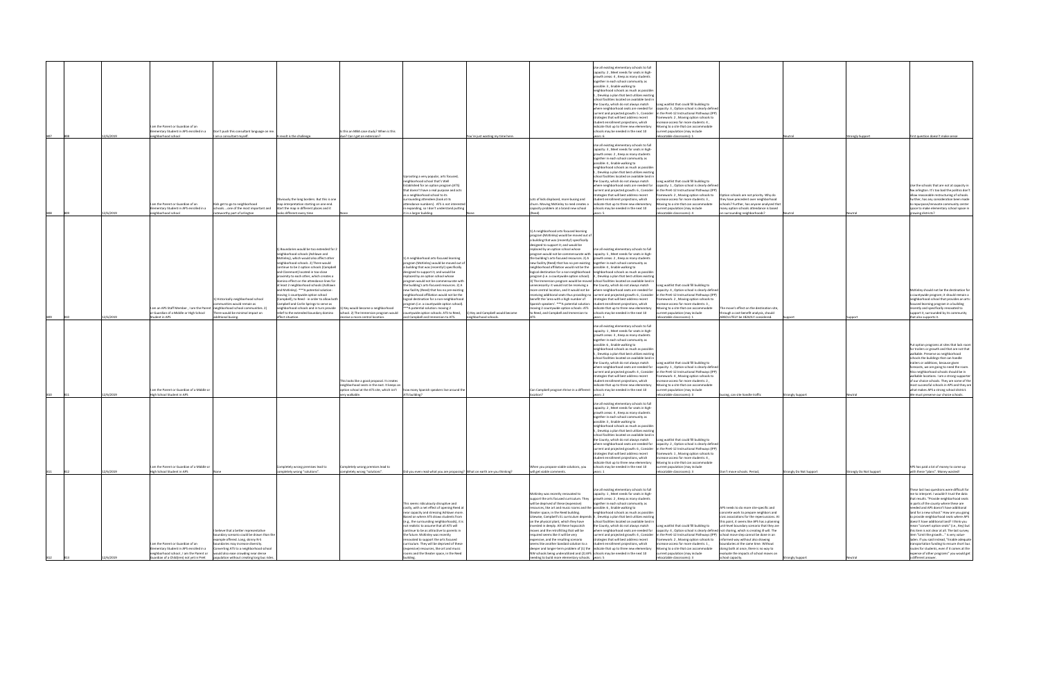| | | | | | | | | | | | | | | | | |
|---|---|---|---|---|---|---|---|---|---|---|---|---|---|---|---|---|
| 807 | 808 | 12/6/2019 | I am the Parent or Guardian of an Elementary Student in APS enrolled in a neighborhood school | Don't push this consultant language on me. I am a consultant myself. | A result is the challenge. | Is this an MBA case study? When is this due? Can I get an extension? | | You're just wasting my time here. | | Use all existing elementary schools to full capacity: 2 , Meet needs for seats in high-growth areas: 4 , Keep as many students together in each school community as possible: 3 , Enable walking to neighborhood schools as much as possible: 1 , Develop a plan that best utilizes existing school facilities located on available land in the County, which do not always match where neighborhood seats are needed for current and projected growth: 5 , Consider strategies that will best address recent student enrollment projections, which indicate that up to three new elementary schools may be needed in the next 10 years: 6 | Long waitlist that could fill building to capacity: 3 , Option school is clearly defined in the PreK-12 Instructional Pathways (IPP) framework: 2 , Moving option schools to increase access for more students: 4 , Moving to a site that can accommodate current population (may include relocatable classrooms): 1 | | Neutral | | Strongly Support | First question doesn't make sense |
| 808 | 809 | 12/6/2019 | I am the Parent or Guardian of an Elementary Student in APS enrolled in a neighborhood school | Kids get to go to neighborhood schools....one of the most important and noteworthy part of Arlington | Obviously the long borders. But this is one map interpretation starting on one end. Start the map in different places and it could different every time | None | Uprooting a very popular, arts focused, neighborhood school that's Well Established for an option program (ATS) that doesn't have a real purpose and acts as a neighborhood school to its surrounding attendees (lack of its attendance numbers) . ATS is not interested in expanding, so I don't understand putting it in a larger building. | None | Lots of kids displaced, more busing and churn. Moving McKinley to reed creates a capacity problem at a brand new school (Reed) | Use all existing elementary schools to full capacity: 3 , Meet needs for seats in high-growth areas: 2 , Keep as many students together in each school community as possible: 4 , Enable walking to neighborhood schools as much as possible: 1 , Develop a plan that best utilizes existing school facilities located on available land in the County, which do not always match where neighborhood seats are needed for current and projected growth: 6 , Consider strategies that will best address recent student enrollment projections, which indicate that up to three new elementary schools may be needed in the next 10 years: 5 | Long waitlist that could fill building to capacity: 1 , Option school is clearly defined in the PreK-12 Instructional Pathways (IPP) framework: 2 , Moving option schools to increase access for more students: 3 , Moving to a site that can accommodate current population (may include relocatable classrooms): 4 | Option schools are not priority. Why do they have precedent over neighborhood schools? Further, has anyone analyzed that many option schools attendance is based on surrounding neighborhoods? | Neutral | | Neutral | Use the schools that are not at capacity in N Arlington. It's too bad the politics don't allow reasonable restructuring of schools further, has any consideration been made to repurpose/renovate community center space to make elementary school space in growing districts? |
| 809 | 810 | 12/6/2019 | I am an APS Staff Member , I am the Parent or Guardian of a Middle or High School Student in APS | 1) Historically neighborhood school communities would remain as neighborhood school communities. 2) There would be minimal impact on additional busing. | 1) Boundaries would be too extended for 2 neighborhood schools (Ashlawn and McKinley), which would also affect other neighborhood schools. 2) There would continue to be 2 option schools (Campbell and Claremont) located in too close proximity to each other, which creates a domino effect on the attendance lines for at least 2 neighborhood schools (Ashlawn and McKinley). ***A potential solution: moving 1 countywide option school (Campbell), to Reed - in order to allow both Campbell and Carlin Springs to serve as neighborhood schools and in turn provide relief to the extended boundary domino effect situation. | 1) Key would become a neighborhood school. 2) The Immersion program would receive a more central location. | 1) A neighborhood arts-focused learning program (McKinley) would be moved out of a building that was (recently!) specifically designed to support it; and would be replaced by an option school whose program would not be commensurate with the building's arts-focused resources. 2) A new facility (Reed) that has no pre-existing neighborhood affiliation would not be the logical destination for a non-neighborhood program (i.e. a countywide option school). ***A potential solution: moving 2 countywide option schools: ATS to Reed, and Campbell and Immersion to ATS. | 1) Key and Campbell would become neighborhood schools. | 1) A neighborhood arts-focused learning program (McKinley) would be moved out of a building that was (recently!) specifically designed to support it; and would be replaced by an option school whose program would not be commensurate with the building's arts-focused resources. 2) A new facility (Reed) that has no pre-existing neighborhood affiliation would not be the logical destination for a non-neighborhood program (i.e. a countywide option school). 3) The Immersion program would be moved unnecessarily: it would not be receiving a more central location, and it would not be receiving additional seats thus providing no benefit the 'area with a high number of Spanish speakers'. ***A potential solution: moving 2 countywide option schools: ATS to Reed, and Campbell and Immersion to ATS. | Use all existing elementary schools to full capacity: 5 , Meet needs for seats in high-growth areas: 4 , Keep as many students together in each school community as possible: 2 , Enable walking to neighborhood schools as much as possible: 3 , Develop a plan that best utilizes existing school facilities located on available land in the County, which do not always match where neighborhood seats are needed for current and projected growth: 6 , Consider strategies that will best address recent student enrollment projections, which indicate that up to three new elementary schools may be needed in the next 10 years: 1 | Long waitlist that could fill building to capacity: 4 , Option school is clearly defined in the PreK-12 Instructional Pathways (IPP) framework: 3 , Moving option schools to increase access for more students: 2 , Moving to a site that can accommodate current population (may include relocatable classrooms): 1 | The move's effect on the destination site, through a cost-benefit analysis, should ABSOLUTELY be HEAVILY considered. | Support | | Support | McKinley should not be the destination for a countywide program; it should remain a neighborhood school that provides an arts-focused learning program in a building recently and specifically renovated to support it; surrounded by its community that also supports it. |
| 810 | 811 | 12/6/2019 | I am the Parent or Guardian of a Middle or High School Student in APS | | | This looks like a good proposal. It creates neighborhood seats in the east. It keeps an option school at the ATS site, which isn't very walkable. | how many Spanish speakers live around the ATS building? | | Can Campbell program thrive in a different location? | Use all existing elementary schools to full capacity: 1 , Meet needs for seats in high-growth areas: 3 , Keep as many students together in each school community as possible: 4 , Enable walking to neighborhood schools as much as possible: 5 , Develop a plan that best utilizes existing school facilities located on available land in the County, which do not always match where neighborhood seats are needed for current and projected growth: 6 , Consider strategies that will best address recent student enrollment projections, which indicate that up to three new elementary schools may be needed in the next 10 years: 2 | Long waitlist that could fill building to capacity: 1 , Option school is clearly defined in the PreK-12 Instructional Pathways (IPP) framework: 4 , Moving option schools to increase access for more students: 2 , Moving to a site that can accommodate current population (may include relocatable classrooms): 3 | busing, can site handle traffic | Strongly Support | | Neutral | Put option programs at sites that lack room for trailers or growth and that are not that walkable. Preserve as neighborhood schools the buildings that can handle trailers or additions; because given forecasts, we are going to need the room. Also neighborhood schools should be in walkable locations. I am a strong supporter of our choice schools: They are some of the most successful schools in APS and they are what makes APS a strong school district. We must preserve our choice schools. |
| 811 | 812 | 12/6/2019 | I am the Parent or Guardian of a Middle or High School Student in APS | None | Completely wrong premises lead to completely wrong "solutions". | Completely wrong premises lead to completely wrong "solutions". | Did you even read what you are proposing? | What on earth are you thinking? | When you propose viable solutions, you will get viable comments. | Use all existing elementary schools to full capacity: 2 , Meet needs for seats in high-growth areas: 4 , Keep as many students together in each school community as possible: 3 , Enable walking to neighborhood schools as much as possible: 6 , Develop a plan that best utilizes existing school facilities located on available land in the County, which do not always match where neighborhood seats are needed for current and projected growth: 5 , Consider strategies that will best address recent student enrollment projections, which indicate that up to three new elementary schools may be needed in the next 10 years: 1 | Long waitlist that could fill building to capacity: 2 , Option school is clearly defined in the PreK-12 Instructional Pathways (IPP) framework: 1 , Moving option schools to increase access for more students: 4 , Moving to a site that can accommodate current population (may include relocatable classrooms): 3 | Don't move schools. Period. | Strongly Do Not Support | | Strongly Do Not Support | APS has paid a lot of money to come up with these "plans". Money wasted! |
| 812 | 813 | 12/6/2019 | I am the Parent or Guardian of an Elementary Student in APS enrolled in a neighborhood school , I am the Parent or Guardian of a Child(ren) not yet in PreK | | I believe that a better representative boundary scenario could be drawn than the example offered. Long, skinny N-S boundaries may increase diversity. Converting ATS to a neighborhood school would also ease crowding near dense population without creating long bus rides. | | This seems ridiculously disruptive and costly, with a net effect of opening Reed at near capacity and stressing Ashlawn more. Based on where ATS draws students from (e.g., the surrounding neighborhoods), it is not realistic to assume that all ATS will continue to be as attractive to parents in the future. McKinley was recently renovated to support the arts focused curriculum. They will be deprived of these (expensive) resources, like art and music rooms and the theater space, in the Reed building. | | McKinley was recently renovated to support the arts focused curriculum. They will be deprived of these (expensive) resources, like art and music rooms and the theater space, in the Reed building. Likewise, Campbell's EL curriculum depends on the physical plant, which they have invested in deeply. All these hopscotch moves and the retrofitting that will be required seems like it will be very expensive, and the resulting scenario seems like another bandaid solution to a deeper and longer-term problem of (1) the NW schools being underutilized and (2) APS needing to build more elementary schools. | Use all existing elementary schools to full capacity: 1 , Meet needs for seats in high-growth areas: 2 , Keep as many students together in each school community as possible: 4 , Enable walking to neighborhood schools as much as possible: 6 , Develop a plan that best utilizes existing school facilities located on available land in the County, which do not always match where neighborhood seats are needed for current and projected growth: 3 , Consider strategies that will best address recent student enrollment projections, which indicate that up to three new elementary schools may be needed in the next 10 years: 5 | Long waitlist that could fill building to capacity: 4 , Option school is clearly defined in the PreK-12 Instructional Pathways (IPP) framework: 2 , Moving option schools to increase access for more students: 1 , Moving to a site that can accommodate current population (may include relocatable classrooms): 3 | APS needs to do more site-specific and concrete work to prepare neighbors and civic associations for the repercussions. At this point, it seems like APS has a planning and level boundary scenario that they are not sharing, which is creating ill will. The school move step cannot be done in an informed way without also showing boundaries at the same time. Without doing both at once, there is no way to evaluate the impacts of school moves on school capacity. | Strongly Support | | Neutral | These last two questions were difficult for me to interpret. I wouldn't trust the data that results. "Provide neighborhood seats in parts of the county where these are needed and APS doesn't have additional land for a new school." How are you going to provide neighborhood seats where APS doesn't have additional land?! I think you mean "convert option seats" (i.e., Key) but this item is not clear at all. The last survey item "Limit the growth..." is very value-laden. If you said instead, "Enable adequate transportation funding to ensure short bus routes for students, even if it comes at the expense of other programs" you would get a different answer. |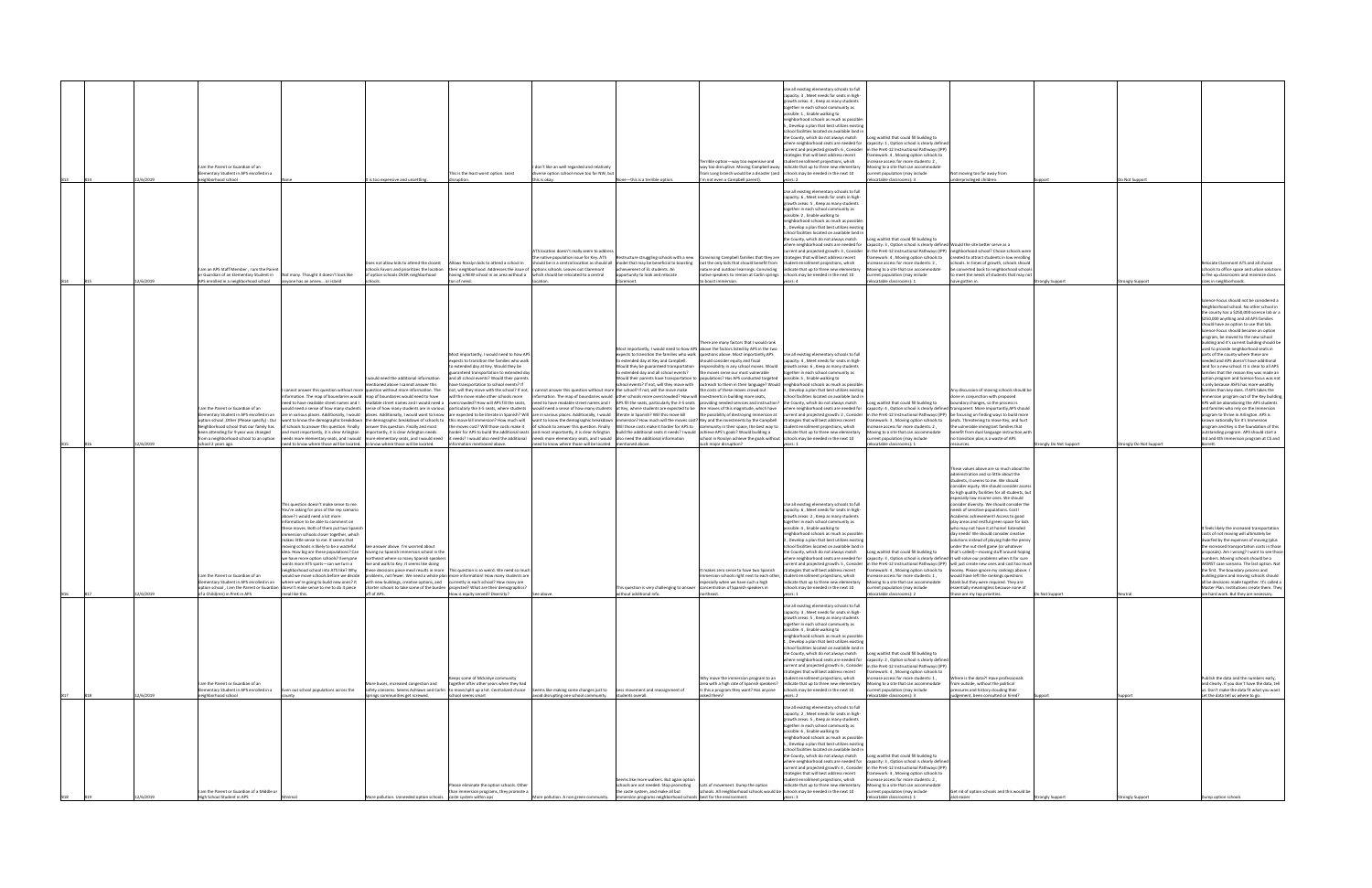| | | | | | | | | | | | | | | | | | |
|---|---|---|---|---|---|---|---|---|---|---|---|---|---|---|---|---|---|
| 813 | 814 | 12/6/2019 | I am the Parent or Guardian of an Elementary Student in APS enrolled in a neighborhood school | None | It is too expensive and unsettling. | This is the least worst option. Least disruption. | I don't like an well regarded and relatively diverse option school move too far NW, but this is okay. | None—this is a terrible option. | Terrible option—way too expensive and way too disruptive. Moving Campbell away from Long branch would be a disaster (and I'm not even a Campbell parent). | Use all existing elementary schools to full capacity: 3 , Meet needs for seats in high-growth areas: 4 , Keep as many students together in each school community as possible: 1 , Enable walking to neighborhood schools as much as possible: 5 , Develop a plan that best utilizes existing school facilities located on available land in the County, which do not always match where neighborhood seats are needed for current and projected growth: 6 , Consider strategies that will best address recent student enrollment projections, which indicate that up to three new elementary schools may be needed in the next 10 years: 2 | Long waitlist that could fill building to capacity: 1 , Option school is clearly defined in the PreK-12 Instructional Pathways (IPP) framework: 4 , Moving option schools to increase access for more students: 2 , Moving to a site that can accommodate current population (may include relocatable classrooms): 3 | Not moving too far away from underprivileged children. | Support | | Do Not Support | | |
| 814 | 815 | 12/6/2019 | I am an APS Staff Member ; I am the Parent or Guardian of an Elementary Student in APS enrolled in a neighborhood school | Not many. Thought it doesn't look like anyone has an answer... or island | Does not allow kids to attend the closest schools Favors and prioritizes the location of option schools OVER neighborhood schools. | Allows Rosslyn kids to attend a school in their neighborhood. Addresses the issue of moving a NEW school in an area without a ton of need. | ATS location doesn't really seem to address the native population issue for Key. ATS should be in a central location as should all options schools. Leaves out Claremont which should be relocated to a central location. | Restructure struggling schools with a new model that may be beneficial to boosting achievement of EL students. An opportunity to look and relocate Claremont. | Convincing Campbell families that they are not the only kids that should benefit from nature and outdoor learnings. Convincing native speakers to remain at Carlin springs to boost immersion. | Use all existing elementary schools to full capacity: 6 , Meet needs for seats in high-growth areas: 5 , Keep as many students together in each school community as possible: 2 , Enable walking to neighborhood schools as much as possible: 1 , Develop a plan that best utilizes existing school facilities located on available land in the County, which do not always match where neighborhood seats are needed for current and projected growth: 3 , Consider strategies that will best address recent student enrollment projections, which indicate that up to three new elementary schools may be needed in the next 10 years: 4 | Long waitlist that could fill building to capacity: 3 , Option school is clearly defined in the PreK-12 Instructional Pathways (IPP) framework: 4 , Moving option schools to increase access for more students: 2 , Moving to a site that can accommodate current population (may include relocatable classrooms): 1 | Would the site better serve as a neighborhood school? Choice schools were created to attract students in low enrolling schools. In times of growth, schools should be converted back to neighborhood schools to meet the needs of students that may not have gotten in. | Strongly Support | | Strongly Support | | Relocate Claremont ATS and all choice schools to office space and utilize solutions to free up classrooms and minimize class sizes in neighborhoods. |
| 815 | 816 | 12/6/2019 | I am the Parent or Guardian of an Elementary Student in APS enrolled in an option school ,Other (Please specify) : Our Neighborhood school that our family has been attending for 9 years was changed from a neighborhood school to an option school 2 years ago. | I cannot answer this question without more information. The map of boundaries would need to have readable street names and I would need a sense of how many students are in various places. Additionally, I would want to know the demographic breakdown of schools to answer this question. Finally and most importantly, it is clear Arlington needs more elementary seats, and I would need to know where those will be located. | I would need the additional information mentioned above I cannot answer this question without more information. The map of boundaries would need to have readable street names and I would need a sense of how many students are in various places. Additionally, I would want to know the demographic breakdown of the schools to answer this question. Finally and most importantly, it is clear Arlington needs more elementary seats, and I would need to know where those will be located. | Most importantly, I would need to know how APS expects to transition the families who walk to extended day at Key. Would they be guaranteed transportation to extended day and all school events? Would their parents have transportation to school events? If not, will they move with the school? If not, will the move make other schools more overcrowded? How will APS fill the seats, particularly the 3-5 seats, where students are expected to be literate in Spanish? Will this move kill immersion? How much will the moves cost? Would those costs make it harder for APS to build the additional seats it needs? I would also need the additional information mentioned above. | I cannot answer this question without more information. The map of boundaries would need to have readable street names and I would need a sense of how many students are in various places. Additionally, I would want to know the demographic breakdown of schools to answer this question. Finally and most importantly, it is clear Arlington needs more elementary seats, and I would need to know where those will be located | Most importantly, I would need to know how APS expects to transition the families who walk to extended day at Key and Campbell. Would they be guaranteed transportation to extended day and all school events? Would their parents have transportation to school events? If not, will they move with the school? If not, will the move make other schools more overcrowded? How will APS fill the seats, particularly the 3-5 seats, where students are expected to be literate in Spanish? Will this move kill immersion? How much will the moves cost? Would those costs make it harder for APS to build the additional seats it needs? I would also need the additional information mentioned above. | There are many factors that I would rank above the factors listed by APS in the two questions above. Most importantly, APS should consider equity and fiscal responsibility in any school moves. Would the moves serve our most vulnerable populations? Has APS conducted targeted outreach to them in their language? Would the costs of these moves crowd out investments in building more seats, providing needed services and instruction? Are moves of this magnitude, which have the possibility of destroying immersion at Key and the investments by the Campbell community in their space, the best way to achieve APS's goals? Would building a school in Rosslyn achieve the goals without such major disruption? | Use all existing elementary schools to full capacity: 4 , Meet needs for seats in high-growth areas: 3 , Keep as many students together in each school community as possible: 5 , Enable walking to neighborhood schools as much as possible: 6 , Develop a plan that best utilizes existing school facilities located on available land in the County, which do not always match where neighborhood seats are needed for current and projected growth: 2 , Consider strategies that will best address recent student enrollment projections, which indicate that up to three new elementary schools may be needed in the next 10 years: 1 | Long waitlist that could fill building to capacity: 4 , Option school is clearly defined in the PreK-12 Instructional Pathways (IPP) framework: 2 , Moving option schools to increase access for more students: 3 , Moving to a site that can accommodate current population (may include relocatable classrooms): 1 | Any discussion of moving schools should be done in conjunction with proposed boundary changes, so the process is transparent. More importantly, APS should be focusing on finding ways to build more seats. Threatening to move Key, and hurt the vulnerable immigrant families that benefit from dual language instruction with no transition plan, is a waste of APS resources. | Strongly Do Not Support | | Strongly Do Not Support | | Science Focus should not be considered a neighborhood school. No other school in the county has a $250,000 science lab or a $250,000 anything and all APS families should have an option to use that lab. Science Focus should become an option program, be moved to the new school building and it's current building should be used to provide neighborhood seats in parts of the county where these are needed and APS doesn't have additional land for a new school. It is clear to all APS families that the reason Key was made an option program and Science Focus was not is only because ASFS has more wealthy families than key does. If APS takes the immersion program out of the Key building, APS will be abandoning the APS students and families who rely on the immersion program to thrive in Arlington. APS is known nationally for it's immersion program and Key is the foundation of this outstanding program. APS should start a 3rd and 4th immersion program at CS and Barrett. |
| 816 | 817 | 12/6/2019 | I am the Parent or Guardian of an Elementary Student in APS enrolled in an option school ; I am the Parent or Guardian of a Child(ren) in PreK in APS | This question doesn't make sense to me. You're asking for pros of the rep scenario above? I would need a lot more information to be able to comment on these moves. Both of them put two Spanish immersion schools closer together, which makes little sense to me. It seems that moving schools is likely to be a wasteful idea. How big are these populations? Can we have more option schools? Everyone wants more ATS spots—can we turn a neighborhood school into ATS too? Why would we move schools before we decide where we're going to build new ones? It doesn't make sense to me to do it piece meal like this. | See answer above. I'm worried about having no Spanish immersion school in the northeast where so many Spanish speakers live and walk to Key. It seems like doing these decisions piece meal results in more problems, not fewer. We need a whole plan with new buildings, creative options, and charter schools to take some of the burden off of APS. | This question is so weird. We need so much more information! How many students are currently in each school? How many are projected? What are their demographics? How is equity served? Diversity? | See above. | This question is very challenging to answer without additional info. | It makes zero sense to have two Spanish immersion schools right next to each other, especially when we have such a high concentration of Spanish speakers in northeast. | Use all existing elementary schools to full capacity: 6 , Meet needs for seats in high-growth areas: 2 , Keep as many students together in each school community as possible: 3 , Enable walking to neighborhood schools as much as possible: 4 , Develop a plan that best utilizes existing school facilities located on available land in the County, which do not always match where neighborhood seats are needed for current and projected growth: 5 , Consider strategies that will best address recent student enrollment projections, which indicate that up to three new elementary schools may be needed in the next 10 years: 1 | Long waitlist that could fill building to capacity: 3 , Option school is clearly defined in the PreK-12 Instructional Pathways (IPP) framework: 4 , Moving option schools to increase access for more students: 1 , Moving to a site that can accommodate current population (may include relocatable classrooms): 2 | These values above are so much about the administration and so little about the students, it seems to me. We should consider equity. We should consider access to high quality facilities for all students, but especially low income ones. We should consider diversity. We should consider the needs of sensitive populations. Cost! Academic achievement! Access to good play areas and instilling green space for kids who may not have it at home! Extended day needs! We should consider creative solutions instead of playing hide the penny under the nut shell game (or whatever that's called)—moving stuff around hoping it will solve our problems when it for sure will just create new ones and cost too much money. Please ignore my rankings above. I would have left the rankings questions blank but they were required. They are essentially meaningless because none of these are my top priorities. | Do Not Support | | Neutral | | It feels likely the increased transportation costs of moving will ultimately be dwarfed by the expenses of moving (plus the increased transportation costs in those proposals). Am I wrong? I want to see those numbers. Moving schools should be a WORST case scenario. The last option. Not the first. The boundary process and building plans and moving schools should all be decisions made together. It's called a Master Plan. Institutions create them. They are hard work. But they are necessary. |
| 817 | 818 | 12/6/2019 | I am the Parent or Guardian of an Elementary Student in APS enrolled in a neighborhood school | Even out school populations across the county | More buses, increased congestion and safety concerns. Seems Ashlawn and Carlin Springs communities get screwed. | Keeps some of Mckinley community together after other years when they had to move/split up a lot. Centralized choice school seems smart | Seems like making some changes just to avoid disrupting one school community. | Less movement and reassignment of students overall. | Why move the immersion program to an area with a high rate of Spanish speakers? Is this a program they want? Has anyone asked them? | Use all existing elementary schools to full capacity: 3 , Meet needs for seats in high-growth areas: 5 , Keep as many students together in each school community as possible: 6 , Enable walking to neighborhood schools as much as possible: 1 , Develop a plan that best utilizes existing school facilities located on available land in the County, which do not always match where neighborhood seats are needed for current and projected growth: 4 , Consider strategies that will best address recent student enrollment projections, which indicate that up to three new elementary schools may be needed in the next 10 years: 2 | Long waitlist that could fill building to capacity: 2 , Option school is clearly defined in the PreK-12 Instructional Pathways (IPP) framework: 1 , Moving option schools to increase access for more students: 4 , Moving to a site that can accommodate current population (may include relocatable classrooms): 3 | Where is the data?! Have professionals from outside, without the political pressures and history clouding their judgement, been consulted or hired? | Support | | Support | | Publish the data and the numbers early, and clearly. If you don't have the data, tell us. Don't make the data fit what you want. Let the data tell us where to go. |
| 818 | 819 | 12/6/2019 | I am the Parent or Guardian of a Middle or High School Student in APS | Minimal | More pollution. Unneeded option schools. | Please eliminate the option schools. Other than immersion programs, they promote a caste system within aps | More pollution. A non green community. | Seems like more walkers. But again option schools are not needed. Stop promoting the caste system, and make all but immersion programs neighborhood schools | Lots of movement. Dumps the option schools. All neighborhood schools would be best for the environment. | Use all existing elementary schools to full capacity: 6 , Meet needs for seats in high-growth areas: 2 , Keep as many students together in each school community as possible: 5 , Enable walking to neighborhood schools as much as possible: 4 , Develop a plan that best utilizes existing school facilities located on available land in the County, which do not always match where neighborhood seats are needed for current and projected growth: 1 , Consider strategies that will best address recent student enrollment projections, which indicate that up to three new elementary schools may be needed in the next 10 years: 3 | Long waitlist that could fill building to capacity: 2 , Option school is clearly defined in the PreK-12 Instructional Pathways (IPP) framework: 3 , Moving option schools to increase access for more students: 4 , Moving to a site that can accommodate current population (may include relocatable classrooms): 1 | Get rid of option schools and this would be alot easier | Strongly Support | | Strongly Support | | Dump option schools |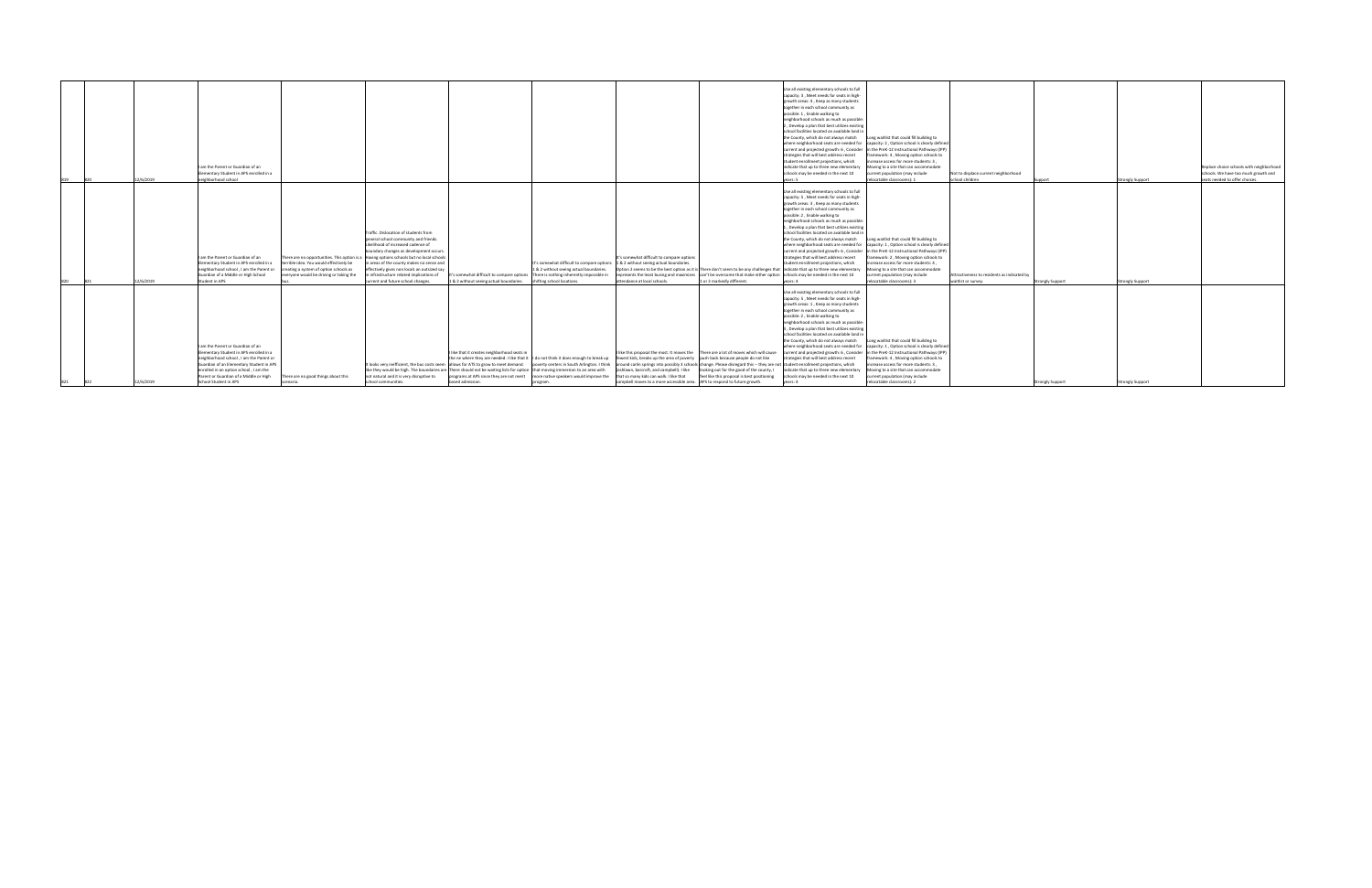| | | | | | | | | | | | | | | | |
|---|---|---|---|---|---|---|---|---|---|---|---|---|---|---|---|
| 819 | 820 | 12/6/2019 | I am the Parent or Guardian of an Elementary Student in APS enrolled in a neighborhood school | | | | | | | Use all existing elementary schools to full capacity: 3 , Meet needs for seats in high-growth areas: 4 , Keep as many students together in each school community as possible: 1 , Enable walking to neighborhood schools as much as possible: 2 , Develop a plan that best utilizes existing school facilities located on available land in the County, which do not always match where neighborhood seats are needed for current and projected growth: 6 , Consider strategies that will best address recent student enrollment projections, which indicate that up to three new elementary schools may be needed in the next 10 years: 5 | Long waitlist that could fill building to capacity: 2 , Option school is clearly defined in the PreK-12 Instructional Pathways (IPP) framework: 4 , Moving option schools to increase access for more students: 3 , Moving to a site that can accommodate current population (may include relocatable classrooms): 1 | Not to displace current neighborhood school children | Support | Strongly Support | Replace choice schools with neighborhood schools. We have too much growth and seats needed to offer choices. |
| 820 | 821 | 12/6/2019 | I am the Parent or Guardian of an Elementary Student in APS enrolled in a neighborhood school , I am the Parent or Guardian of a Middle or High School Student in APS | There are no opportunities. This option is a terrible idea. You would effectively be creating a system of option schools as everyone would be driving or taking the bus. | Traffic. Dislocation of students from general school community and friends. Likelihood of increased cadence of boundary changes as development occurs. Having options schools but no local schools in areas of the county makes no sense and effectively gives non locals an outsized say in infrastructure related implications of current and future school changes. | It's somewhat difficult to compare options 1 & 2 without seeing actual boundaries. | It's somewhat difficult to compare options 1 & 2 without seeing actual boundaries. There is nothing inherently impossible in shifting school locations. | It's somewhat difficult to compare options 1 & 2 without seeing actual boundaries. Option 2 seems to be the best option as it is represents the least busing and maximizes attendance at local schools. | There don't seem to be any challenges that can't be overcome that make either option 1 or 2 markedly different. | Use all existing elementary schools to full capacity: 5 , Meet needs for seats in high-growth areas: 3 , Keep as many students together in each school community as possible: 2 , Enable walking to neighborhood schools as much as possible: 1 , Develop a plan that best utilizes existing school facilities located on available land in the County, which do not always match where neighborhood seats are needed for current and projected growth: 6 , Consider strategies that will best address recent student enrollment projections, which indicate that up to three new elementary schools may be needed in the next 10 years: 4 | Long waitlist that could fill building to capacity: 1 , Option school is clearly defined in the PreK-12 Instructional Pathways (IPP) framework: 2 , Moving option schools to increase access for more students: 4 , Moving to a site that can accommodate current population (may include relocatable classrooms): 3 | Attractiveness to residents as indicated by waitlist or survey. | Strongly Support | Strongly Support | |
| 821 | 822 | 12/6/2019 | I am the Parent or Guardian of an Elementary Student in APS enrolled in a neighborhood school , I am the Parent or Guardian of an Elementary Student in APS enrolled in an option school , I am the Parent or Guardian of a Middle or High School Student in APS | There are no good things about this scenario. | It looks very inefficient, the bus costs seem like they would be high. The boundaries are not natural and it is very disruptive to school communities. | I like that it creates neighborhood seats in the ne where they are needed. I like that it allows for ATS to grow to meet demand. There should not be waiting lists for option programs at APS since they are not merit based admission. | I do not think it does enough to break up poverty centers in south Arlington. I think that moving immersion to an area with more native speakers would improve the program. | I like this proposal the most. It moves the fewest kids, breaks up the area of poverty around carlin springs into possibly 3 schools (ashlawn, barcroft, and campbell). I like that so many kids can walk. I like that campbell moves to a more accessible area. | There are a lot of moves which will cause push back because people do not like change. Please disregard this -- they are not looking out for the good of the county. I feel like this proposal is best positioning APS to respond to future growth. | Use all existing elementary schools to full capacity: 5 , Meet needs for seats in high-growth areas: 1 , Keep as many students together in each school community as possible: 2 , Enable walking to neighborhood schools as much as possible: 3 , Develop a plan that best utilizes existing school facilities located on available land in the County, which do not always match where neighborhood seats are needed for current and projected growth: 6 , Consider strategies that will best address recent student enrollment projections, which indicate that up to three new elementary schools may be needed in the next 10 years: 4 | Long waitlist that could fill building to capacity: 1 , Option school is clearly defined in the PreK-12 Instructional Pathways (IPP) framework: 4 , Moving option schools to increase access for more students: 3 , Moving to a site that can accommodate current population (may include relocatable classrooms): 2 | | Strongly Support | Strongly Support | |